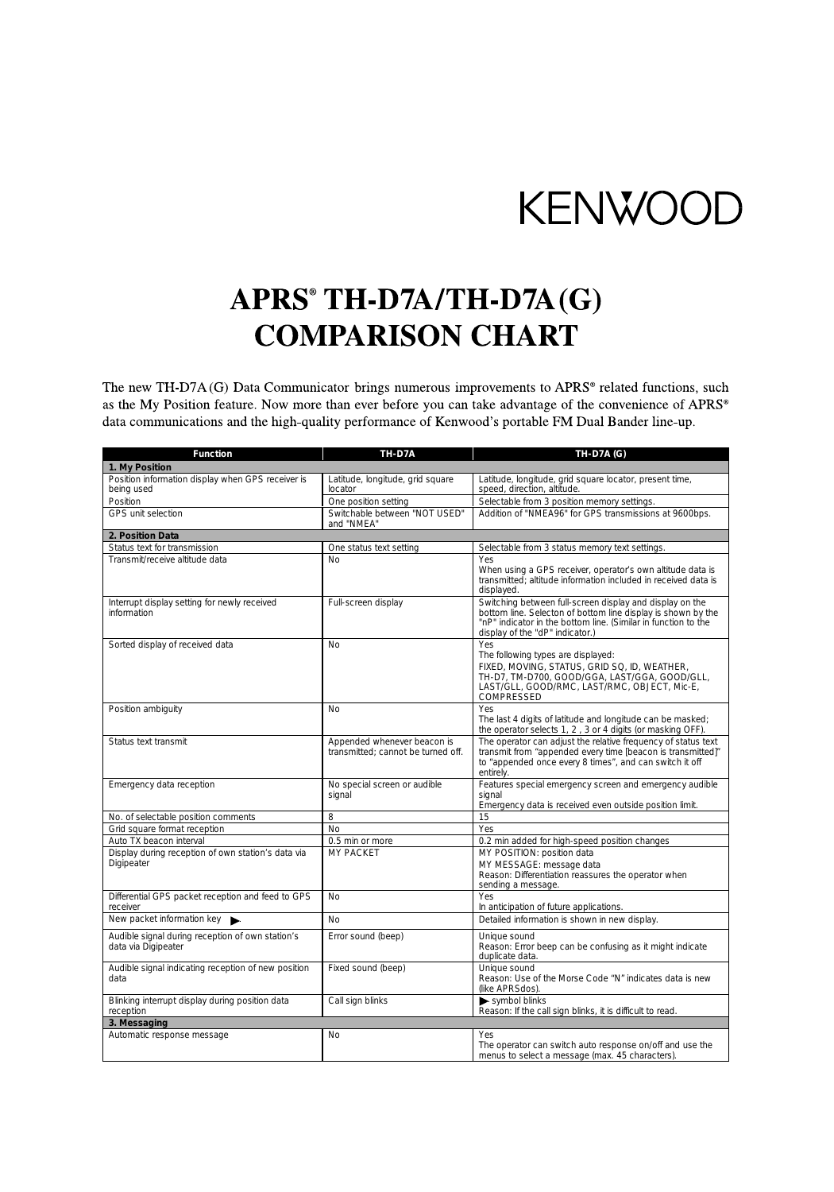KENWOOD

# APRS® TH-D7A/TH-D7A (G) COMPARISON CHART

The new TH-D7A (G) Data Communicator brings numerous improvements to APRS® related functions, such as the My Position feature. Now more than ever before you can take advantage of the convenience of APRS® data communications and the high-quality performance of Kenwood's portable FM Dual Bander line-up.

| Function | TH-D7A | TH-D7A (G) |
|---|---|---|
| **1. My Position** | | |
| Position information display when GPS receiver is being used | Latitude, longitude, grid square locator | Latitude, longitude, grid square locator, present time, speed, direction, altitude. |
| Position | One position setting | Selectable from 3 position memory settings. |
| GPS unit selection | Switchable between "NOT USED" and "NMEA" | Addition of "NMEA96" for GPS transmissions at 9600bps. |
| **2. Position Data** | | |
| Status text for transmission | One status text setting | Selectable from 3 status memory text settings. |
| Transmit/receive altitude data | No | Yes<br>When using a GPS receiver, operator's own altitude data is transmitted; altitude information included in received data is displayed. |
| Interrupt display setting for newly received information | Full-screen display | Switching between full-screen display and display on the bottom line. Selecton of bottom line display is shown by the "nP" indicator in the bottom line. (Similar in function to the display of the "dP" indicator.) |
| Sorted display of received data | No | Yes<br>The following types are displayed:<br>FIXED, MOVING, STATUS, GRID SQ, ID, WEATHER, TH-D7, TM-D700, GOOD/GGA, LAST/GGA, GOOD/GLL, LAST/GLL, GOOD/RMC, LAST/RMC, OBJECT, Mic-E, COMPRESSED |
| Position ambiguity | No | Yes<br>The last 4 digits of latitude and longitude can be masked; the operator selects 1, 2 , 3 or 4 digits (or masking OFF). |
| Status text transmit | Appended whenever beacon is transmitted; cannot be turned off. | The operator can adjust the relative frequency of status text transmit from "appended every time [beacon is transmitted]" to "appended once every 8 times", and can switch it off entirely. |
| Emergency data reception | No special screen or audible signal | Features special emergency screen and emergency audible signal<br>Emergency data is received even outside position limit. |
| No. of selectable position comments | 8 | 15 |
| Grid square format reception | No | Yes |
| Auto TX beacon interval | 0.5 min or more | 0.2 min added for high-speed position changes |
| Display during reception of own station's data via Digipeater | MY PACKET | MY POSITION: position data<br>MY MESSAGE: message data<br>Reason: Differentiation reassures the operator when sending a message. |
| Differential GPS packet reception and feed to GPS receiver | No | Yes<br>In anticipation of future applications. |
| New packet information key ▶ | No | Detailed information is shown in new display. |
| Audible signal during reception of own station's data via Digipeater | Error sound (beep) | Unique sound<br>Reason: Error beep can be confusing as it might indicate duplicate data. |
| Audible signal indicating reception of new position data | Fixed sound (beep) | Unique sound<br>Reason: Use of the Morse Code "N" indicates data is new (like APRSdos). |
| Blinking interrupt display during position data reception | Call sign blinks | ▶ symbol blinks<br>Reason: If the call sign blinks, it is difficult to read. |
| **3. Messaging** | | |
| Automatic response message | No | Yes<br>The operator can switch auto response on/off and use the menus to select a message (max. 45 characters). |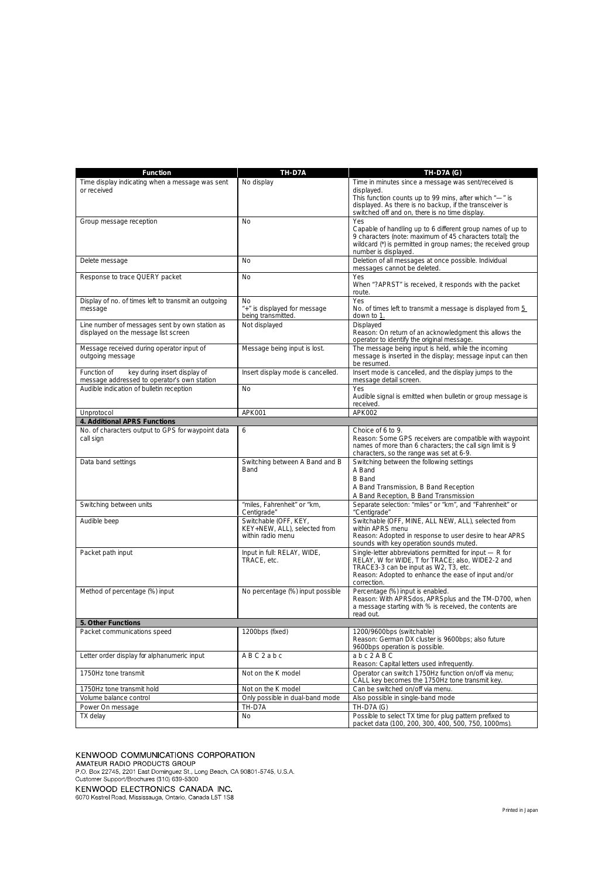| Function | TH-D7A | TH-D7A (G) |
|---|---|---|
| Time display indicating when a message was sent or received | No display | Time in minutes since a message was sent/received is displayed.<br>This function counts up to 99 mins, after which "— " is displayed. As there is no backup, if the transceiver is switched off and on, there is no time display. |
| Group message reception | No | Yes<br>Capable of handling up to 6 different group names of up to 9 characters (note: maximum of 45 characters total); the wildcard (*) is permitted in group names; the received group number is displayed. |
| Delete message | No | Deletion of all messages at once possible. Individual messages cannot be deleted. |
| Response to trace QUERY packet | No | Yes<br>When "?APRST" is received, it responds with the packet route. |
| Display of no. of times left to transmit an outgoing message | No<br>"+" is displayed for message being transmitted. | Yes<br>No. of times left to transmit a message is displayed from 5 down to 1. |
| Line number of messages sent by own station as displayed on the message list screen | Not displayed | Displayed<br>Reason: On return of an acknowledgment this allows the operator to identify the original message. |
| Message received during operator input of outgoing message | Message being input is lost. | The message being input is held, while the incoming message is inserted in the display; message input can then be resumed. |
| Function of key during insert display of message addressed to operator's own station | Insert display mode is cancelled. | Insert mode is cancelled, and the display jumps to the message detail screen. |
| Audible indication of bulletin reception | No | Yes<br>Audible signal is emitted when bulletin or group message is received. |
| Unprotocol | APK001 | APK002 |
| **4. Additional APRS Functions** | | |
| No. of characters output to GPS for waypoint data call sign | 6 | Choice of 6 to 9.<br>Reason: Some GPS receivers are compatible with waypoint names of more than 6 characters; the call sign limit is 9 characters, so the range was set at 6-9. |
| Data band settings | Switching between A Band and B Band | Switching between the following settings<br>A Band<br>B Band<br>A Band Transmission, B Band Reception<br>A Band Reception, B Band Transmission |
| Switching between units | "miles, Fahrenheit" or "km, Centigrade" | Separate selection: "miles" or "km", and "Fahrenheit" or "Centigrade" |
| Audible beep | Switchable (OFF, KEY, KEY+NEW, ALL), selected from within radio menu | Switchable (OFF, MINE, ALL NEW, ALL), selected from within APRS menu<br>Reason: Adopted in response to user desire to hear APRS sounds with key operation sounds muted. |
| Packet path input | Input in full: RELAY, WIDE, TRACE, etc. | Single-letter abbreviations permitted for input — R for RELAY, W for WIDE, T for TRACE; also, WIDE2-2 and TRACE3-3 can be input as W2, T3, etc.<br>Reason: Adopted to enhance the ease of input and/or correction. |
| Method of percentage (%) input | No percentage (%) input possible | Percentage (%) input is enabled.<br>Reason: With APRSdos, APRSplus and the TM-D700, when a message starting with % is received, the contents are read out. |
| **5. Other Functions** | | |
| Packet communications speed | 1200bps (fixed) | 1200/9600bps (switchable)<br>Reason: German DX cluster is 9600bps; also future 9600bps operation is possible. |
| Letter order display for alphanumeric input | A B C 2 a b c | a b c 2 A B C<br>Reason: Capital letters used infrequently. |
| 1750Hz tone transmit | Not on the K model | Operator can switch 1750Hz function on/off via menu; CALL key becomes the 1750Hz tone transmit key. |
| 1750Hz tone transmit hold | Not on the K model | Can be switched on/off via menu. |
| Volume balance control | Only possible in dual-band mode | Also possible in single-band mode |
| Power On message | TH-D7A | TH-D7A (G) |
| TX delay | No | Possible to select TX time for plug pattern prefixed to packet data (100, 200, 300, 400, 500, 750, 1000ms). |

KENWOOD COMMUNICATIONS CORPORATION
AMATEUR RADIO PRODUCTS GROUP
P.O. Box 22745, 2201 East Dominguez St., Long Beach, CA 90801-5745, U.S.A.
Customer Support/Brochures (310) 639-5300

KENWOOD ELECTRONICS CANADA INC.
6070 Kestrel Road, Mississauga, Ontario, Canada L5T 1S8

Printed in Japan